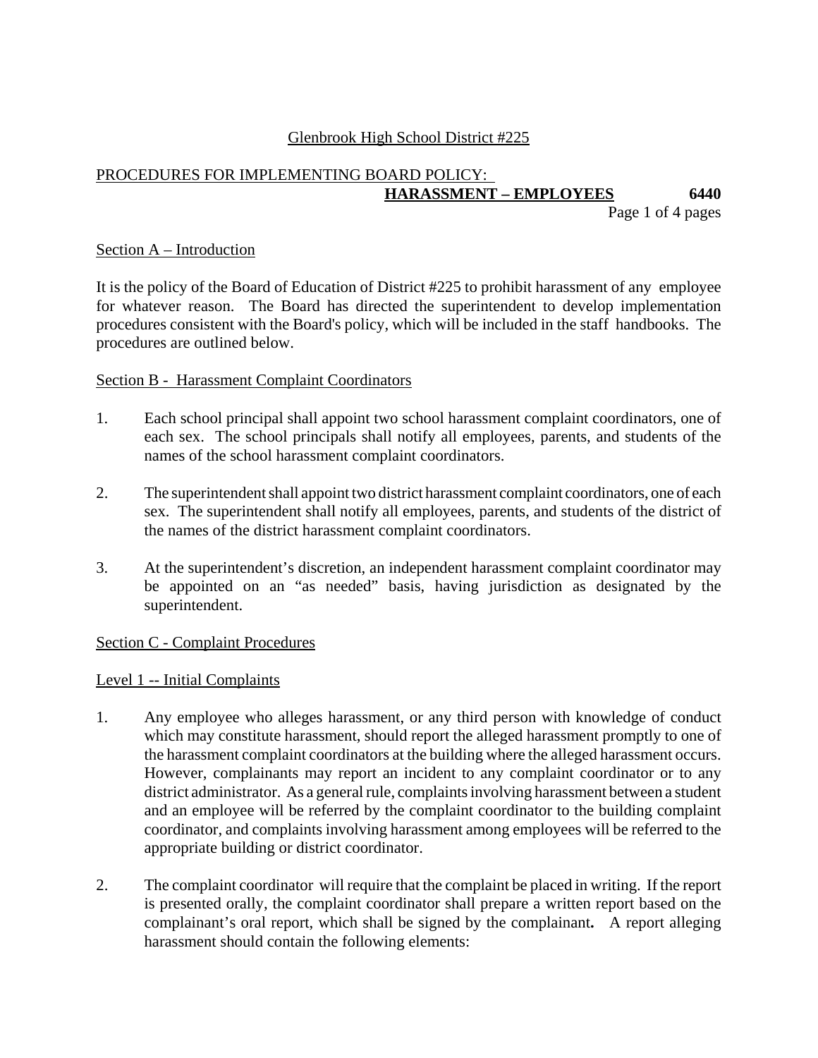Glenbrook High School District #225

PROCEDURES FOR IMPLEMENTING BOARD POLICY:

**HARASSMENT – EMPLOYEES** **6440**

## Section A – Introduction

It is the policy of the Board of Education of District #225 to prohibit harassment of any employee for whatever reason. The Board has directed the superintendent to develop implementation procedures consistent with the Board's policy, which will be included in the staff handbooks. The procedures are outlined below.

## Section B - Harassment Complaint Coordinators

1. Each school principal shall appoint two school harassment complaint coordinators, one of each sex. The school principals shall notify all employees, parents, and students of the names of the school harassment complaint coordinators.

2. The superintendent shall appoint two district harassment complaint coordinators, one of each sex. The superintendent shall notify all employees, parents, and students of the district of the names of the district harassment complaint coordinators.

3. At the superintendent's discretion, an independent harassment complaint coordinator may be appointed on an "as needed" basis, having jurisdiction as designated by the superintendent.

## Section C - Complaint Procedures

### Level 1 -- Initial Complaints

1. Any employee who alleges harassment, or any third person with knowledge of conduct which may constitute harassment, should report the alleged harassment promptly to one of the harassment complaint coordinators at the building where the alleged harassment occurs. However, complainants may report an incident to any complaint coordinator or to any district administrator. As a general rule, complaints involving harassment between a student and an employee will be referred by the complaint coordinator to the building complaint coordinator, and complaints involving harassment among employees will be referred to the appropriate building or district coordinator.

2. The complaint coordinator will require that the complaint be placed in writing. If the report is presented orally, the complaint coordinator shall prepare a written report based on the complainant's oral report, which shall be signed by the complainant**.** A report alleging harassment should contain the following elements: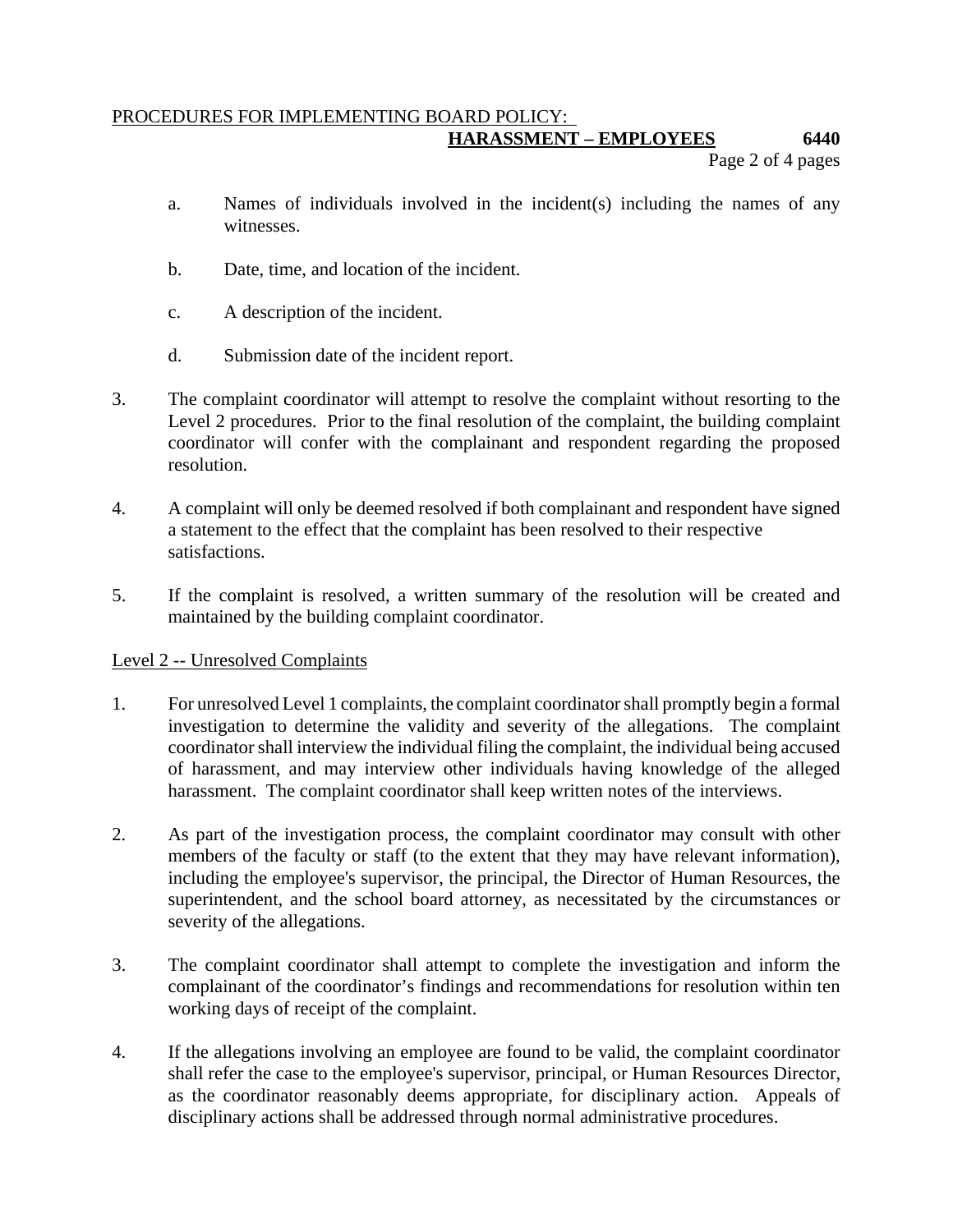a. Names of individuals involved in the incident(s) including the names of any witnesses.

b. Date, time, and location of the incident.

c. A description of the incident.

d. Submission date of the incident report.

3. The complaint coordinator will attempt to resolve the complaint without resorting to the Level 2 procedures. Prior to the final resolution of the complaint, the building complaint coordinator will confer with the complainant and respondent regarding the proposed resolution.

4. A complaint will only be deemed resolved if both complainant and respondent have signed a statement to the effect that the complaint has been resolved to their respective satisfactions.

5. If the complaint is resolved, a written summary of the resolution will be created and maintained by the building complaint coordinator.

Level 2 -- Unresolved Complaints

1. For unresolved Level 1 complaints, the complaint coordinator shall promptly begin a formal investigation to determine the validity and severity of the allegations. The complaint coordinator shall interview the individual filing the complaint, the individual being accused of harassment, and may interview other individuals having knowledge of the alleged harassment. The complaint coordinator shall keep written notes of the interviews.

2. As part of the investigation process, the complaint coordinator may consult with other members of the faculty or staff (to the extent that they may have relevant information), including the employee's supervisor, the principal, the Director of Human Resources, the superintendent, and the school board attorney, as necessitated by the circumstances or severity of the allegations.

3. The complaint coordinator shall attempt to complete the investigation and inform the complainant of the coordinator's findings and recommendations for resolution within ten working days of receipt of the complaint.

4. If the allegations involving an employee are found to be valid, the complaint coordinator shall refer the case to the employee's supervisor, principal, or Human Resources Director, as the coordinator reasonably deems appropriate, for disciplinary action. Appeals of disciplinary actions shall be addressed through normal administrative procedures.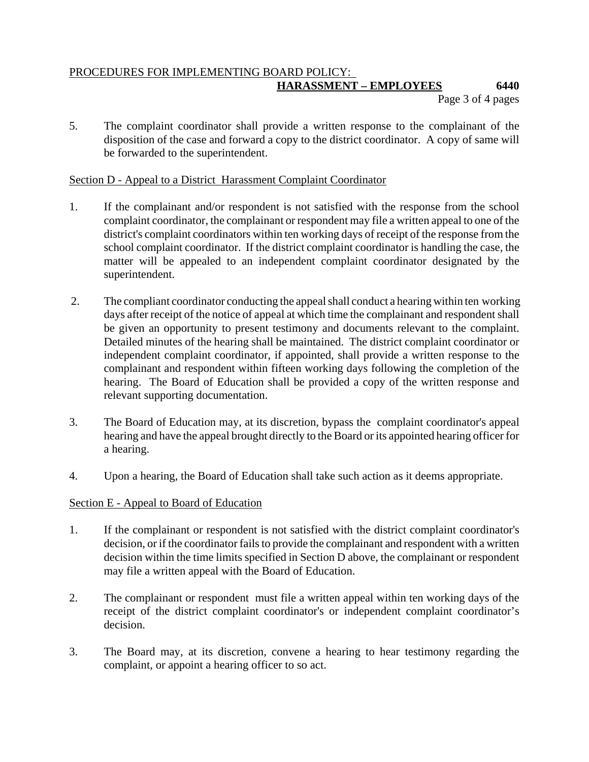5. The complaint coordinator shall provide a written response to the complainant of the disposition of the case and forward a copy to the district coordinator. A copy of same will be forwarded to the superintendent.

Section D - Appeal to a District Harassment Complaint Coordinator

1. If the complainant and/or respondent is not satisfied with the response from the school complaint coordinator, the complainant or respondent may file a written appeal to one of the district's complaint coordinators within ten working days of receipt of the response from the school complaint coordinator. If the district complaint coordinator is handling the case, the matter will be appealed to an independent complaint coordinator designated by the superintendent.

2. The compliant coordinator conducting the appeal shall conduct a hearing within ten working days after receipt of the notice of appeal at which time the complainant and respondent shall be given an opportunity to present testimony and documents relevant to the complaint. Detailed minutes of the hearing shall be maintained. The district complaint coordinator or independent complaint coordinator, if appointed, shall provide a written response to the complainant and respondent within fifteen working days following the completion of the hearing. The Board of Education shall be provided a copy of the written response and relevant supporting documentation.

3. The Board of Education may, at its discretion, bypass the complaint coordinator's appeal hearing and have the appeal brought directly to the Board or its appointed hearing officer for a hearing.

4. Upon a hearing, the Board of Education shall take such action as it deems appropriate.

Section E - Appeal to Board of Education

1. If the complainant or respondent is not satisfied with the district complaint coordinator's decision, or if the coordinator fails to provide the complainant and respondent with a written decision within the time limits specified in Section D above, the complainant or respondent may file a written appeal with the Board of Education.

2. The complainant or respondent must file a written appeal within ten working days of the receipt of the district complaint coordinator's or independent complaint coordinator's decision.

3. The Board may, at its discretion, convene a hearing to hear testimony regarding the complaint, or appoint a hearing officer to so act.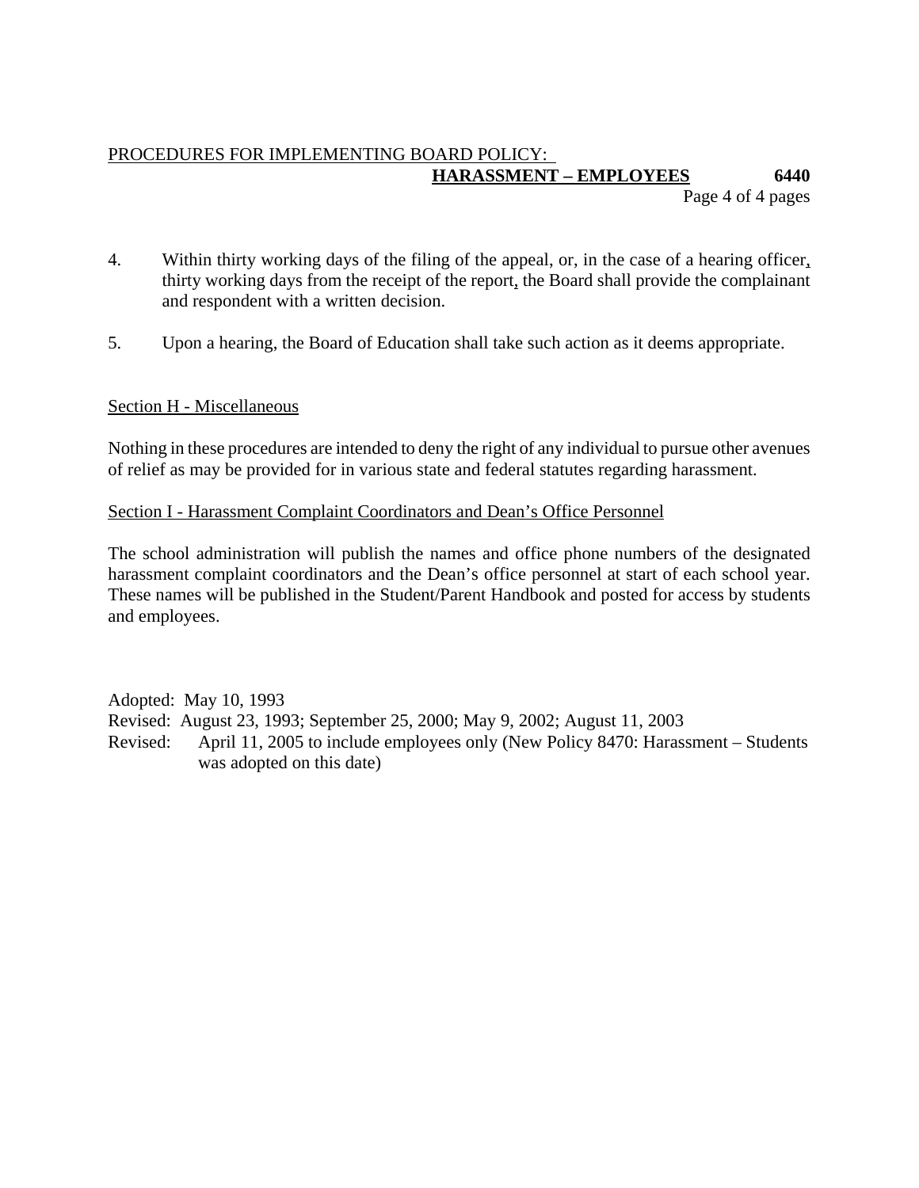4. Within thirty working days of the filing of the appeal, or, in the case of a hearing officer, thirty working days from the receipt of the report, the Board shall provide the complainant and respondent with a written decision.

5. Upon a hearing, the Board of Education shall take such action as it deems appropriate.

## Section H - Miscellaneous

Nothing in these procedures are intended to deny the right of any individual to pursue other avenues of relief as may be provided for in various state and federal statutes regarding harassment.

## Section I - Harassment Complaint Coordinators and Dean's Office Personnel

The school administration will publish the names and office phone numbers of the designated harassment complaint coordinators and the Dean's office personnel at start of each school year. These names will be published in the Student/Parent Handbook and posted for access by students and employees.

Adopted: May 10, 1993

Revised: August 23, 1993; September 25, 2000; May 9, 2002; August 11, 2003

Revised: April 11, 2005 to include employees only (New Policy 8470: Harassment – Students was adopted on this date)